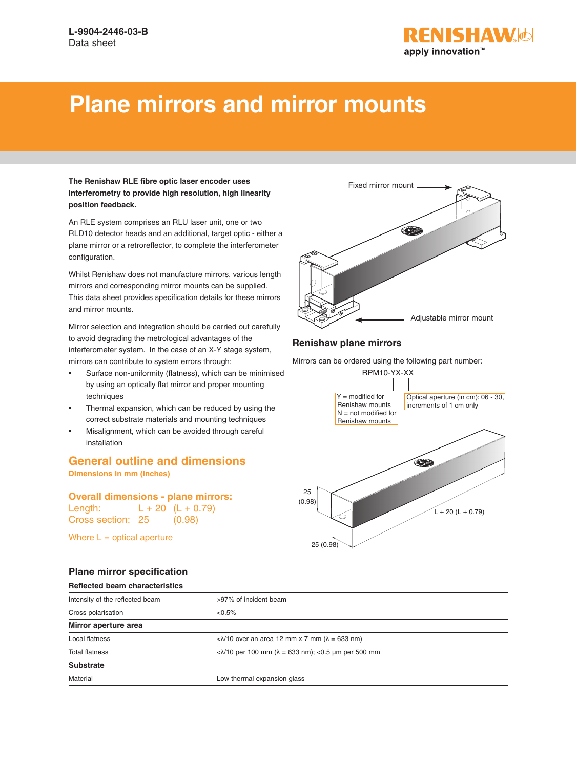L-9904-2446-03-B
Data sheet

# Plane mirrors and mirror mounts

**The Renishaw RLE fibre optic laser encoder uses interferometry to provide high resolution, high linearity position feedback.**

An RLE system comprises an RLU laser unit, one or two RLD10 detector heads and an additional, target optic - either a plane mirror or a retroreflector, to complete the interferometer configuration.

Whilst Renishaw does not manufacture mirrors, various length mirrors and corresponding mirror mounts can be supplied. This data sheet provides specification details for these mirrors and mirror mounts.

Mirror selection and integration should be carried out carefully to avoid degrading the metrological advantages of the interferometer system. In the case of an X-Y stage system, mirrors can contribute to system errors through:

- Surface non-uniformity (flatness), which can be minimised by using an optically flat mirror and proper mounting techniques
- Thermal expansion, which can be reduced by using the correct substrate materials and mounting techniques
- Misalignment, which can be avoided through careful installation

Fixed mirror mount

Adjustable mirror mount

## General outline and dimensions

**Dimensions in mm (inches)**

### Overall dimensions - plane mirrors:

Length: L + 20 (L + 0.79)
Cross section: 25 (0.98)

Where L = optical aperture

### Renishaw plane mirrors

Mirrors can be ordered using the following part number:

RPM10-YX-XX

Y = modified for Renishaw mounts
N = not modified for Renishaw mounts

Optical aperture (in cm): 06 - 30, increments of 1 cm only

25 (0.98)

L + 20 (L + 0.79)

25 (0.98)

## Plane mirror specification

| **Reflected beam characteristics** | |
|---|---|
| Intensity of the reflected beam | >97% of incident beam |
| Cross polarisation | <0.5% |
| **Mirror aperture area** | |
| Local flatness | <λ/10 over an area 12 mm x 7 mm (λ = 633 nm) |
| Total flatness | <λ/10 per 100 mm (λ = 633 nm); <0.5 μm per 500 mm |
| **Substrate** | |
| Material | Low thermal expansion glass |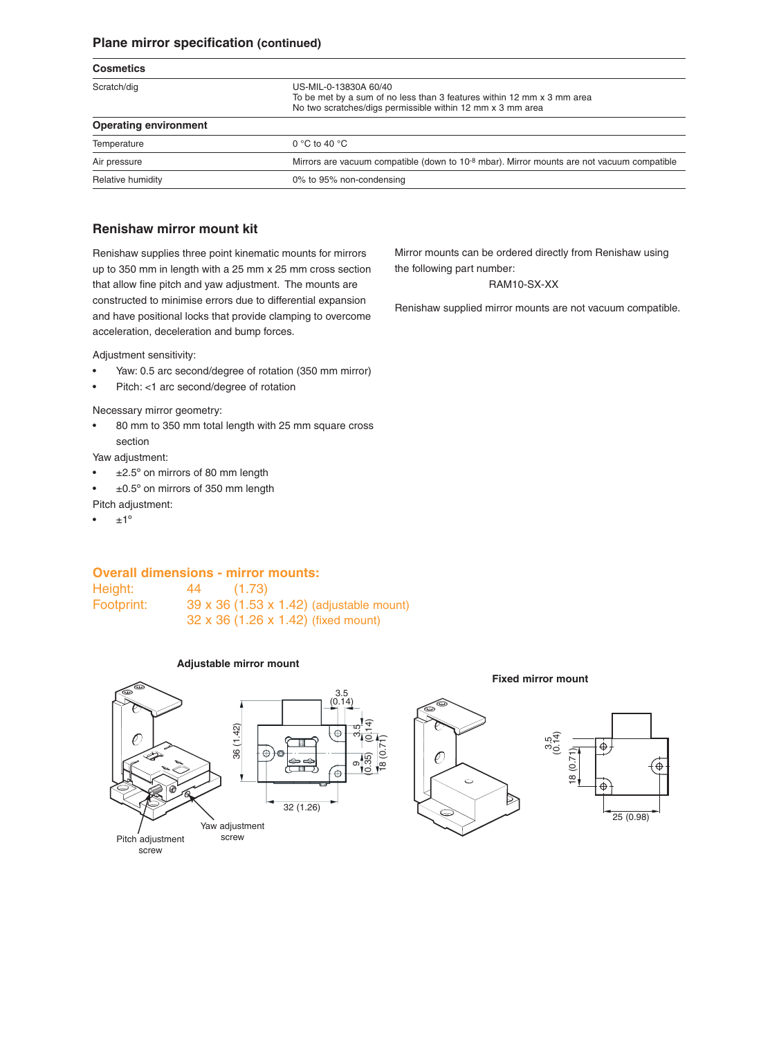## Plane mirror specification (continued)

| Cosmetics | |
|---|---|
| Scratch/dig | US-MIL-0-13830A 60/40<br>To be met by a sum of no less than 3 features within 12 mm x 3 mm area<br>No two scratches/digs permissible within 12 mm x 3 mm area |
| **Operating environment** | |
| Temperature | 0 °C to 40 °C |
| Air pressure | Mirrors are vacuum compatible (down to $10^{-8}$ mbar). Mirror mounts are not vacuum compatible |
| Relative humidity | 0% to 95% non-condensing |

## Renishaw mirror mount kit

Renishaw supplies three point kinematic mounts for mirrors up to 350 mm in length with a 25 mm x 25 mm cross section that allow fine pitch and yaw adjustment. The mounts are constructed to minimise errors due to differential expansion and have positional locks that provide clamping to overcome acceleration, deceleration and bump forces.

Adjustment sensitivity:

- Yaw: 0.5 arc second/degree of rotation (350 mm mirror)
- Pitch: <1 arc second/degree of rotation

Necessary mirror geometry:

- 80 mm to 350 mm total length with 25 mm square cross section

Yaw adjustment:

- ±2.5° on mirrors of 80 mm length
- ±0.5° on mirrors of 350 mm length

Pitch adjustment:

- ±1°

Mirror mounts can be ordered directly from Renishaw using the following part number:

RAM10-SX-XX

Renishaw supplied mirror mounts are not vacuum compatible.

### Overall dimensions - mirror mounts:

Height: 44 (1.73)

Footprint: 39 x 36 (1.53 x 1.42) (adjustable mount)
32 x 36 (1.26 x 1.42) (fixed mount)

**Adjustable mirror mount**

3.5 (0.14)
36 (1.42)
3.5 (0.14)
9 (0.35)
18 (0.71)
32 (1.26)

Pitch adjustment screw

Yaw adjustment screw

**Fixed mirror mount**

3.5 (0.14)
18 (0.71)
25 (0.98)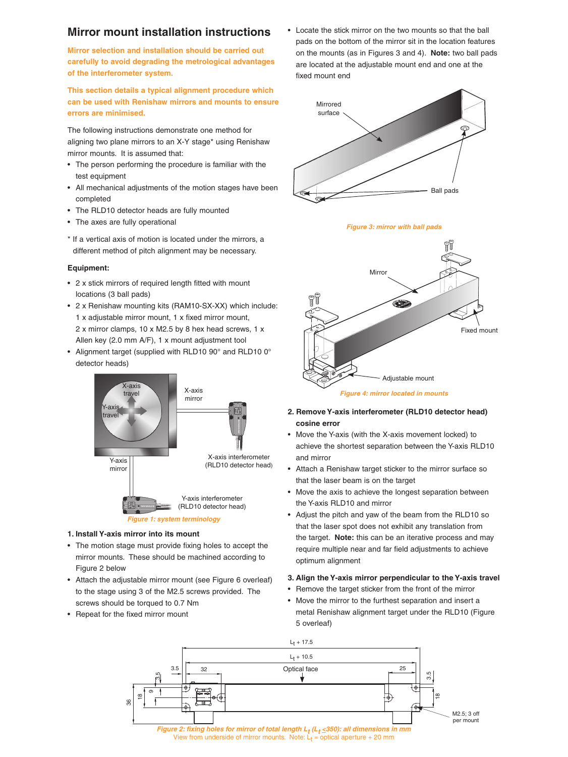# Mirror mount installation instructions

**Mirror selection and installation should be carried out carefully to avoid degrading the metrological advantages of the interferometer system.**

**This section details a typical alignment procedure which can be used with Renishaw mirrors and mounts to ensure errors are minimised.**

The following instructions demonstrate one method for aligning two plane mirrors to an X-Y stage* using Renishaw mirror mounts. It is assumed that:

- The person performing the procedure is familiar with the test equipment
- All mechanical adjustments of the motion stages have been completed
- The RLD10 detector heads are fully mounted
- The axes are fully operational

\* If a vertical axis of motion is located under the mirrors, a different method of pitch alignment may be necessary.

### Equipment:

- 2 x stick mirrors of required length fitted with mount locations (3 ball pads)
- 2 x Renishaw mounting kits (RAM10-SX-XX) which include: 1 x adjustable mirror mount, 1 x fixed mirror mount, 2 x mirror clamps, 10 x M2.5 by 8 hex head screws, 1 x Allen key (2.0 mm A/F), 1 x mount adjustment tool
- Alignment target (supplied with RLD10 90° and RLD10 0° detector heads)

X-axis travel, Y-axis travel, X-axis mirror, Y-axis mirror, X-axis interferometer (RLD10 detector head), Y-axis interferometer (RLD10 detector head)

*Figure 1: system terminology*

### 1. Install Y-axis mirror into its mount

- The motion stage must provide fixing holes to accept the mirror mounts. These should be machined according to Figure 2 below
- Attach the adjustable mirror mount (see Figure 6 overleaf) to the stage using 3 of the M2.5 screws provided. The screws should be torqued to 0.7 Nm
- Repeat for the fixed mirror mount
- Locate the stick mirror on the two mounts so that the ball pads on the bottom of the mirror sit in the location features on the mounts (as in Figures 3 and 4). **Note:** two ball pads are located at the adjustable mount end and one at the fixed mount end

Mirrored surface, Ball pads

*Figure 3: mirror with ball pads*

Mirror, Fixed mount, Adjustable mount

*Figure 4: mirror located in mounts*

### 2. Remove Y-axis interferometer (RLD10 detector head) cosine error

- Move the Y-axis (with the X-axis movement locked) to achieve the shortest separation between the Y-axis RLD10 and mirror
- Attach a Renishaw target sticker to the mirror surface so that the laser beam is on the target
- Move the axis to achieve the longest separation between the Y-axis RLD10 and mirror
- Adjust the pitch and yaw of the beam from the RLD10 so that the laser spot does not exhibit any translation from the target. **Note:** this can be an iterative process and may require multiple near and far field adjustments to achieve optimum alignment

### 3. Align the Y-axis mirror perpendicular to the Y-axis travel

- Remove the target sticker from the front of the mirror
- Move the mirror to the furthest separation and insert a metal Renishaw alignment target under the RLD10 (Figure 5 overleaf)

$L_t$ + 17.5, $L_t$ + 10.5, Optical face, 3.5, 32, 25, 3.5, 9, 18, 36, 18, M2.5; 3 off per mount

*Figure 2: fixing holes for mirror of total length $L_t$ ($L_t \leq 350$): all dimensions in mm*

View from underside of mirror mounts. Note: $L_t$ = optical aperture + 20 mm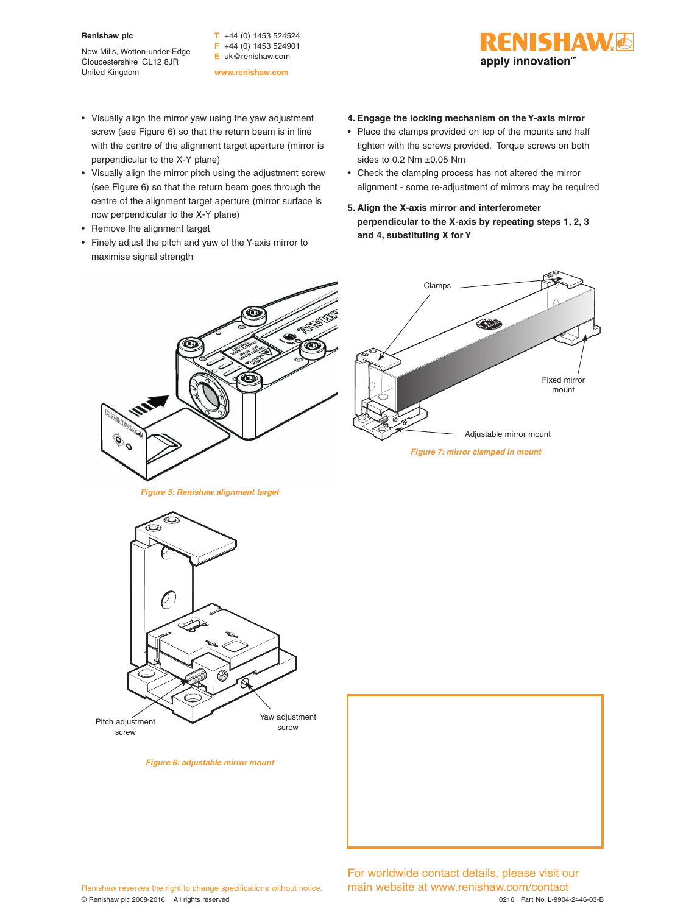Renishaw plc

New Mills, Wotton-under-Edge
Gloucestershire GL12 8JR
United Kingdom

T +44 (0) 1453 524524
F +44 (0) 1453 524901
E uk@renishaw.com

www.renishaw.com

- Visually align the mirror yaw using the yaw adjustment screw (see Figure 6) so that the return beam is in line with the centre of the alignment target aperture (mirror is perpendicular to the X-Y plane)
- Visually align the mirror pitch using the adjustment screw (see Figure 6) so that the return beam goes through the centre of the alignment target aperture (mirror surface is now perpendicular to the X-Y plane)
- Remove the alignment target
- Finely adjust the pitch and yaw of the Y-axis mirror to maximise signal strength

Figure 5: Renishaw alignment target

Pitch adjustment screw

Yaw adjustment screw

Figure 6: adjustable mirror mount

**4. Engage the locking mechanism on the Y-axis mirror**

- Place the clamps provided on top of the mounts and half tighten with the screws provided. Torque screws on both sides to 0.2 Nm ±0.05 Nm
- Check the clamping process has not altered the mirror alignment - some re-adjustment of mirrors may be required

**5. Align the X-axis mirror and interferometer perpendicular to the X-axis by repeating steps 1, 2, 3 and 4, substituting X for Y**

Clamps

Fixed mirror mount

Adjustable mirror mount

Figure 7: mirror clamped in mount

Renishaw reserves the right to change specifications without notice.

© Renishaw plc 2008-2016 All rights reserved

For worldwide contact details, please visit our main website at www.renishaw.com/contact

0216 Part No. L-9904-2446-03-B